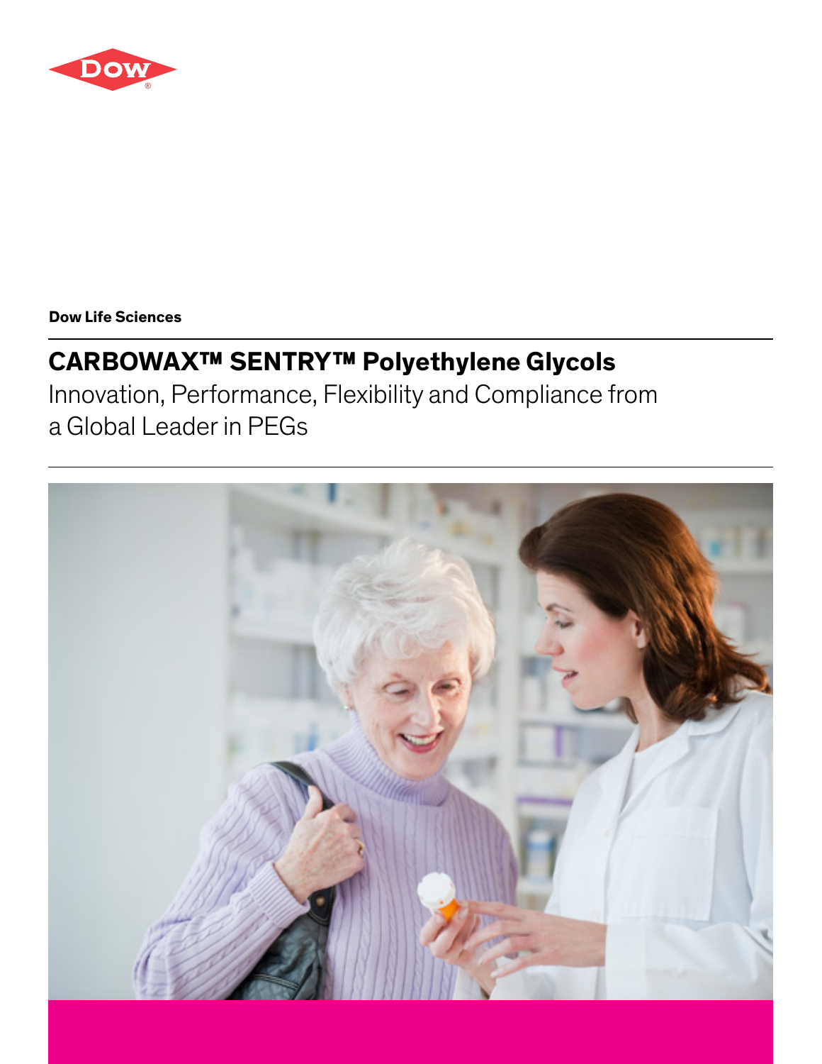Dow Life Sciences

# CARBOWAX™ SENTRY™ Polyethylene Glycols

Innovation, Performance, Flexibility and Compliance from a Global Leader in PEGs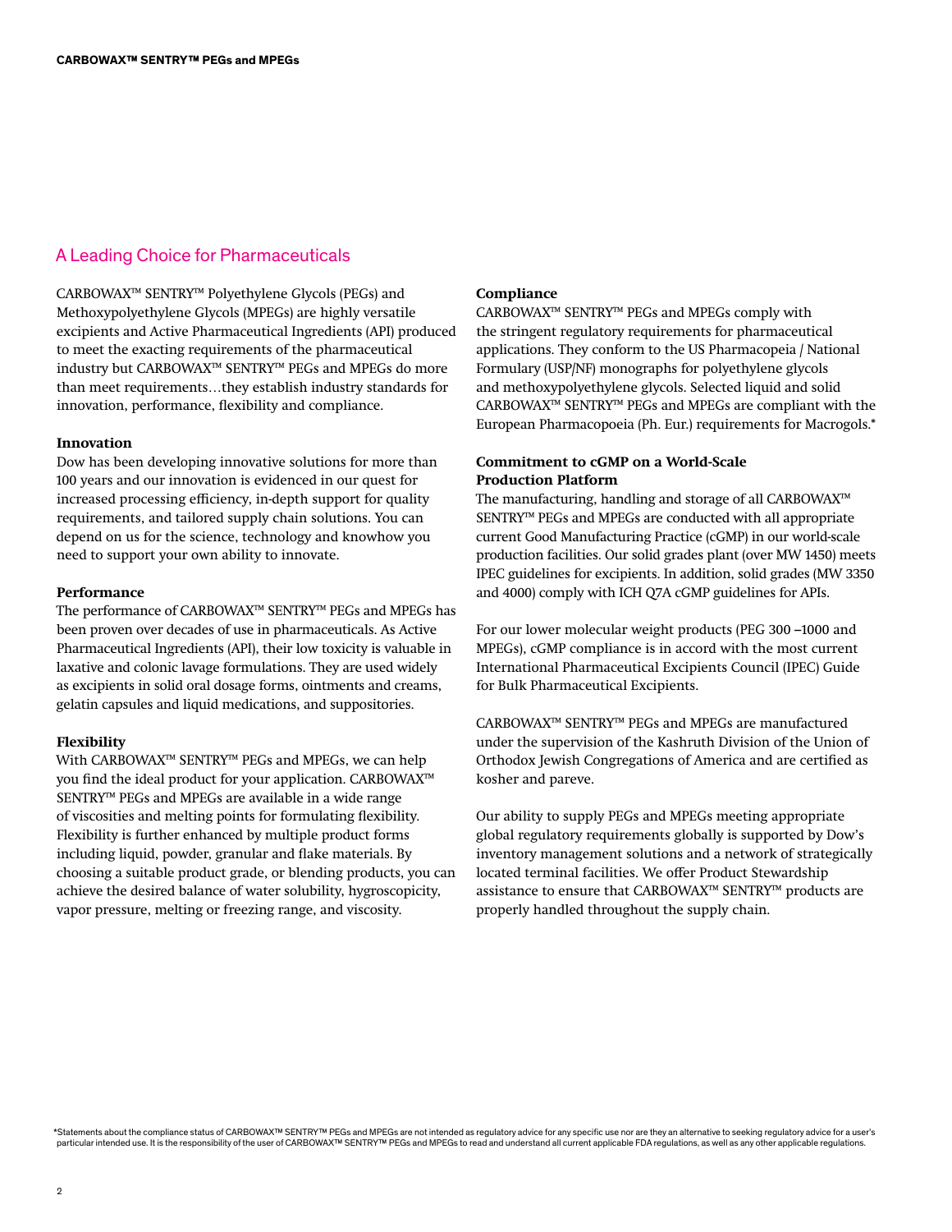## A Leading Choice for Pharmaceuticals

CARBOWAX™ SENTRY™ Polyethylene Glycols (PEGs) and Methoxypolyethylene Glycols (MPEGs) are highly versatile excipients and Active Pharmaceutical Ingredients (API) produced to meet the exacting requirements of the pharmaceutical industry but CARBOWAX™ SENTRY™ PEGs and MPEGs do more than meet requirements…they establish industry standards for innovation, performance, flexibility and compliance.

**Innovation**
Dow has been developing innovative solutions for more than 100 years and our innovation is evidenced in our quest for increased processing efficiency, in-depth support for quality requirements, and tailored supply chain solutions. You can depend on us for the science, technology and knowhow you need to support your own ability to innovate.

**Performance**
The performance of CARBOWAX™ SENTRY™ PEGs and MPEGs has been proven over decades of use in pharmaceuticals. As Active Pharmaceutical Ingredients (API), their low toxicity is valuable in laxative and colonic lavage formulations. They are used widely as excipients in solid oral dosage forms, ointments and creams, gelatin capsules and liquid medications, and suppositories.

**Flexibility**
With CARBOWAX™ SENTRY™ PEGs and MPEGs, we can help you find the ideal product for your application. CARBOWAX™ SENTRY™ PEGs and MPEGs are available in a wide range of viscosities and melting points for formulating flexibility. Flexibility is further enhanced by multiple product forms including liquid, powder, granular and flake materials. By choosing a suitable product grade, or blending products, you can achieve the desired balance of water solubility, hygroscopicity, vapor pressure, melting or freezing range, and viscosity.

**Compliance**
CARBOWAX™ SENTRY™ PEGs and MPEGs comply with the stringent regulatory requirements for pharmaceutical applications. They conform to the US Pharmacopeia / National Formulary (USP/NF) monographs for polyethylene glycols and methoxypolyethylene glycols. Selected liquid and solid CARBOWAX™ SENTRY™ PEGs and MPEGs are compliant with the European Pharmacopoeia (Ph. Eur.) requirements for Macrogols.*

**Commitment to cGMP on a World-Scale Production Platform**
The manufacturing, handling and storage of all CARBOWAX™ SENTRY™ PEGs and MPEGs are conducted with all appropriate current Good Manufacturing Practice (cGMP) in our world-scale production facilities. Our solid grades plant (over MW 1450) meets IPEC guidelines for excipients. In addition, solid grades (MW 3350 and 4000) comply with ICH Q7A cGMP guidelines for APIs.

For our lower molecular weight products (PEG 300 –1000 and MPEGs), cGMP compliance is in accord with the most current International Pharmaceutical Excipients Council (IPEC) Guide for Bulk Pharmaceutical Excipients.

CARBOWAX™ SENTRY™ PEGs and MPEGs are manufactured under the supervision of the Kashruth Division of the Union of Orthodox Jewish Congregations of America and are certified as kosher and pareve.

Our ability to supply PEGs and MPEGs meeting appropriate global regulatory requirements globally is supported by Dow's inventory management solutions and a network of strategically located terminal facilities. We offer Product Stewardship assistance to ensure that CARBOWAX™ SENTRY™ products are properly handled throughout the supply chain.

*Statements about the compliance status of CARBOWAX™ SENTRY™ PEGs and MPEGs are not intended as regulatory advice for any specific use nor are they an alternative to seeking regulatory advice for a user's particular intended use. It is the responsibility of the user of CARBOWAX™ SENTRY™ PEGs and MPEGs to read and understand all current applicable FDA regulations, as well as any other applicable regulations.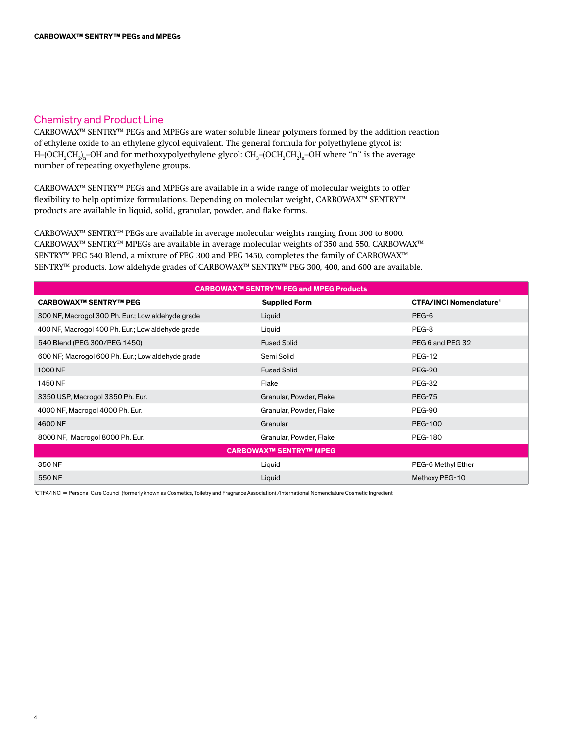## Chemistry and Product Line

CARBOWAX™ SENTRY™ PEGs and MPEGs are water soluble linear polymers formed by the addition reaction of ethylene oxide to an ethylene glycol equivalent. The general formula for polyethylene glycol is: $H–(OCH_2CH_2)_n–OH$ and for methoxypolyethylene glycol: $CH_3–(OCH_2CH_2)_n–OH$ where "n" is the average number of repeating oxyethylene groups.

CARBOWAX™ SENTRY™ PEGs and MPEGs are available in a wide range of molecular weights to offer flexibility to help optimize formulations. Depending on molecular weight, CARBOWAX™ SENTRY™ products are available in liquid, solid, granular, powder, and flake forms.

CARBOWAX™ SENTRY™ PEGs are available in average molecular weights ranging from 300 to 8000. CARBOWAX™ SENTRY™ MPEGs are available in average molecular weights of 350 and 550. CARBOWAX™ SENTRY™ PEG 540 Blend, a mixture of PEG 300 and PEG 1450, completes the family of CARBOWAX™ SENTRY™ products. Low aldehyde grades of CARBOWAX™ SENTRY™ PEG 300, 400, and 600 are available.

| CARBOWAX™ SENTRY™ PEG and MPEG Products | | |
|---|---|---|
| **CARBOWAX™ SENTRY™ PEG** | **Supplied Form** | **CTFA/INCI Nomenclature[1]** |
| 300 NF, Macrogol 300 Ph. Eur.; Low aldehyde grade | Liquid | PEG-6 |
| 400 NF, Macrogol 400 Ph. Eur.; Low aldehyde grade | Liquid | PEG-8 |
| 540 Blend (PEG 300/PEG 1450) | Fused Solid | PEG 6 and PEG 32 |
| 600 NF; Macrogol 600 Ph. Eur.; Low aldehyde grade | Semi Solid | PEG-12 |
| 1000 NF | Fused Solid | PEG-20 |
| 1450 NF | Flake | PEG-32 |
| 3350 USP, Macrogol 3350 Ph. Eur. | Granular, Powder, Flake | PEG-75 |
| 4000 NF, Macrogol 4000 Ph. Eur. | Granular, Powder, Flake | PEG-90 |
| 4600 NF | Granular | PEG-100 |
| 8000 NF, Macrogol 8000 Ph. Eur. | Granular, Powder, Flake | PEG-180 |
| **CARBOWAX™ SENTRY™ MPEG** | | |
| 350 NF | Liquid | PEG-6 Methyl Ether |
| 550 NF | Liquid | Methoxy PEG-10 |

[1]CTFA/INCI = Personal Care Council (formerly known as Cosmetics, Toiletry and Fragrance Association) /International Nomenclature Cosmetic Ingredient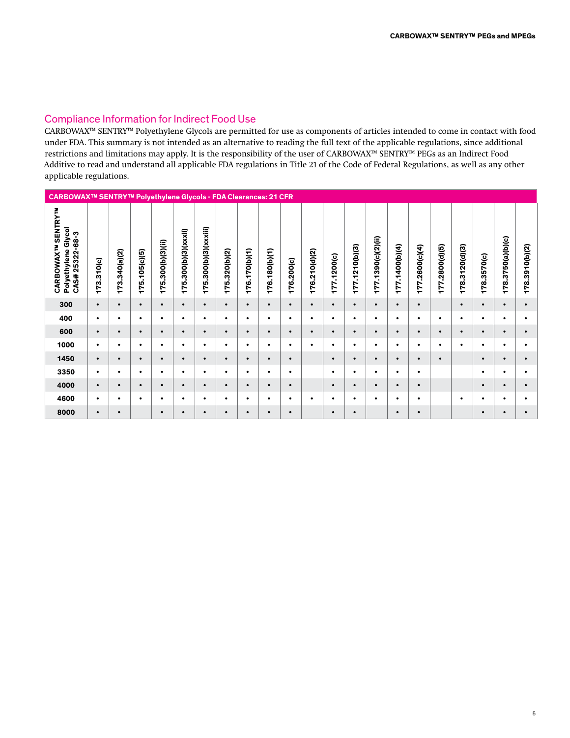## Compliance Information for Indirect Food Use

CARBOWAX™ SENTRY™ Polyethylene Glycols are permitted for use as components of articles intended to come in contact with food under FDA. This summary is not intended as an alternative to reading the full text of the applicable regulations, since additional restrictions and limitations may apply. It is the responsibility of the user of CARBOWAX™ SENTRY™ PEGs as an Indirect Food Additive to read and understand all applicable FDA regulations in Title 21 of the Code of Federal Regulations, as well as any other applicable regulations.

**CARBOWAX™ SENTRY™ Polyethylene Glycols - FDA Clearances: 21 CFR**

| CARBOWAX™ SENTRY™ Polyethylene Glycol CAS# 25322-68-3 | 173.310(c) | 173.340(a)(2) | 175.105(c)(5) | 175.300(b)(3)(ii) | 175.300(b)(3)(xxxii) | 175.300(b)(3)(xxxiii) | 175.320(b)(2) | 176.170(b)(1) | 176.180(b)(1) | 176.200(c) | 176.210(d)(2) | 177.1200(c) | 177.1210(b)(3) | 177.1390(c)(2)(ii) | 177.1400(b)(4) | 177.2600(c)(4) | 177.2800(d)(5) | 178.3120(d)(3) | 178.3570(c) | 178.3750(a)(b)(c) | 178.3910(b)(2) |
|---|---|---|---|---|---|---|---|---|---|---|---|---|---|---|---|---|---|---|---|---|---|
| 300 | • | • | • | • | • | • | • | • | • | • | • | • | • | • | • | • | | • | • | • | • |
| 400 | • | • | • | • | • | • | • | • | • | • | • | • | • | • | • | • | • | • | • | • | • |
| 600 | • | • | • | • | • | • | • | • | • | • | • | • | • | • | • | • | • | • | • | • | • |
| 1000 | • | • | • | • | • | • | • | • | • | • | • | • | • | • | • | • | • | • | • | • | • |
| 1450 | • | • | • | • | • | • | • | • | • | • | | • | • | • | • | • | • | | • | • | • |
| 3350 | • | • | • | • | • | • | • | • | • | • | | • | • | • | • | • | | | • | • | • |
| 4000 | • | • | • | • | • | • | • | • | • | • | | • | • | • | • | • | | | • | • | • |
| 4600 | • | • | • | • | • | • | • | • | • | • | • | • | • | • | • | • | | • | • | • | • |
| 8000 | • | • | | • | • | • | • | • | • | • | | • | • | | • | • | | | • | • | • |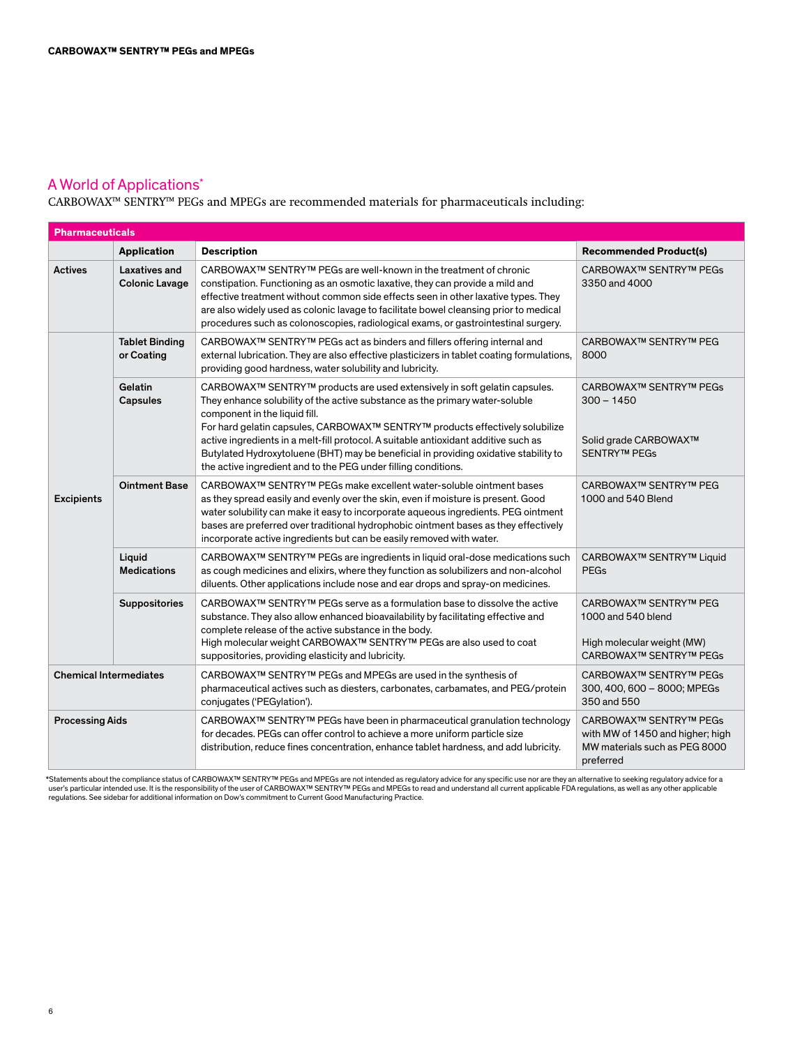## A World of Applications*

CARBOWAX™ SENTRY™ PEGs and MPEGs are recommended materials for pharmaceuticals including:

| Pharmaceuticals | | | |
|---|---|---|---|
| | **Application** | **Description** | **Recommended Product(s)** |
| **Actives** | **Laxatives and Colonic Lavage** | CARBOWAX™ SENTRY™ PEGs are well-known in the treatment of chronic constipation. Functioning as an osmotic laxative, they can provide a mild and effective treatment without common side effects seen in other laxative types. They are also widely used as colonic lavage to facilitate bowel cleansing prior to medical procedures such as colonoscopies, radiological exams, or gastrointestinal surgery. | CARBOWAX™ SENTRY™ PEGs 3350 and 4000 |
| **Excipients** | **Tablet Binding or Coating** | CARBOWAX™ SENTRY™ PEGs act as binders and fillers offering internal and external lubrication. They are also effective plasticizers in tablet coating formulations, providing good hardness, water solubility and lubricity. | CARBOWAX™ SENTRY™ PEG 8000 |
| | **Gelatin Capsules** | CARBOWAX™ SENTRY™ products are used extensively in soft gelatin capsules. They enhance solubility of the active substance as the primary water-soluble component in the liquid fill.<br>For hard gelatin capsules, CARBOWAX™ SENTRY™ products effectively solubilize active ingredients in a melt-fill protocol. A suitable antioxidant additive such as Butylated Hydroxytoluene (BHT) may be beneficial in providing oxidative stability to the active ingredient and to the PEG under filling conditions. | CARBOWAX™ SENTRY™ PEGs 300 – 1450<br><br>Solid grade CARBOWAX™ SENTRY™ PEGs |
| | **Ointment Base** | CARBOWAX™ SENTRY™ PEGs make excellent water-soluble ointment bases as they spread easily and evenly over the skin, even if moisture is present. Good water solubility can make it easy to incorporate aqueous ingredients. PEG ointment bases are preferred over traditional hydrophobic ointment bases as they effectively incorporate active ingredients but can be easily removed with water. | CARBOWAX™ SENTRY™ PEG 1000 and 540 Blend |
| | **Liquid Medications** | CARBOWAX™ SENTRY™ PEGs are ingredients in liquid oral-dose medications such as cough medicines and elixirs, where they function as solubilizers and non-alcohol diluents. Other applications include nose and ear drops and spray-on medicines. | CARBOWAX™ SENTRY™ Liquid PEGs |
| | **Suppositories** | CARBOWAX™ SENTRY™ PEGs serve as a formulation base to dissolve the active substance. They also allow enhanced bioavailability by facilitating effective and complete release of the active substance in the body.<br>High molecular weight CARBOWAX™ SENTRY™ PEGs are also used to coat suppositories, providing elasticity and lubricity. | CARBOWAX™ SENTRY™ PEG 1000 and 540 blend<br><br>High molecular weight (MW) CARBOWAX™ SENTRY™ PEGs |
| **Chemical Intermediates** | | CARBOWAX™ SENTRY™ PEGs and MPEGs are used in the synthesis of pharmaceutical actives such as diesters, carbonates, carbamates, and PEG/protein conjugates ('PEGylation'). | CARBOWAX™ SENTRY™ PEGs 300, 400, 600 – 8000; MPEGs 350 and 550 |
| **Processing Aids** | | CARBOWAX™ SENTRY™ PEGs have been in pharmaceutical granulation technology for decades. PEGs can offer control to achieve a more uniform particle size distribution, reduce fines concentration, enhance tablet hardness, and add lubricity. | CARBOWAX™ SENTRY™ PEGs with MW of 1450 and higher; high MW materials such as PEG 8000 preferred |

*Statements about the compliance status of CARBOWAX™ SENTRY™ PEGs and MPEGs are not intended as regulatory advice for any specific use nor are they an alternative to seeking regulatory advice for a user's particular intended use. It is the responsibility of the user of CARBOWAX™ SENTRY™ PEGs and MPEGs to read and understand all current applicable FDA regulations, as well as any other applicable regulations. See sidebar for additional information on Dow's commitment to Current Good Manufacturing Practice.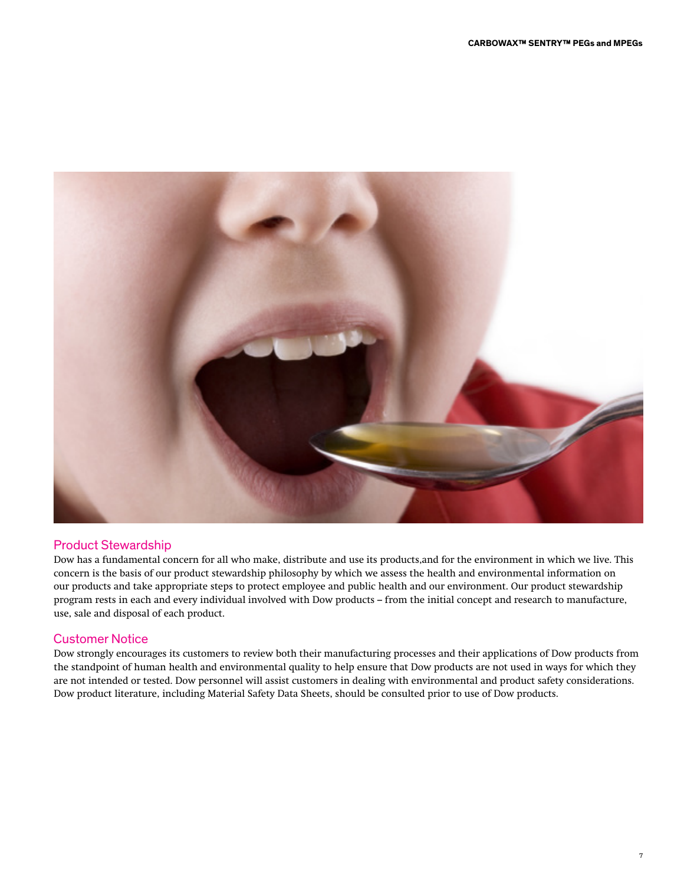## Product Stewardship

Dow has a fundamental concern for all who make, distribute and use its products,and for the environment in which we live. This concern is the basis of our product stewardship philosophy by which we assess the health and environmental information on our products and take appropriate steps to protect employee and public health and our environment. Our product stewardship program rests in each and every individual involved with Dow products – from the initial concept and research to manufacture, use, sale and disposal of each product.

## Customer Notice

Dow strongly encourages its customers to review both their manufacturing processes and their applications of Dow products from the standpoint of human health and environmental quality to help ensure that Dow products are not used in ways for which they are not intended or tested. Dow personnel will assist customers in dealing with environmental and product safety considerations. Dow product literature, including Material Safety Data Sheets, should be consulted prior to use of Dow products.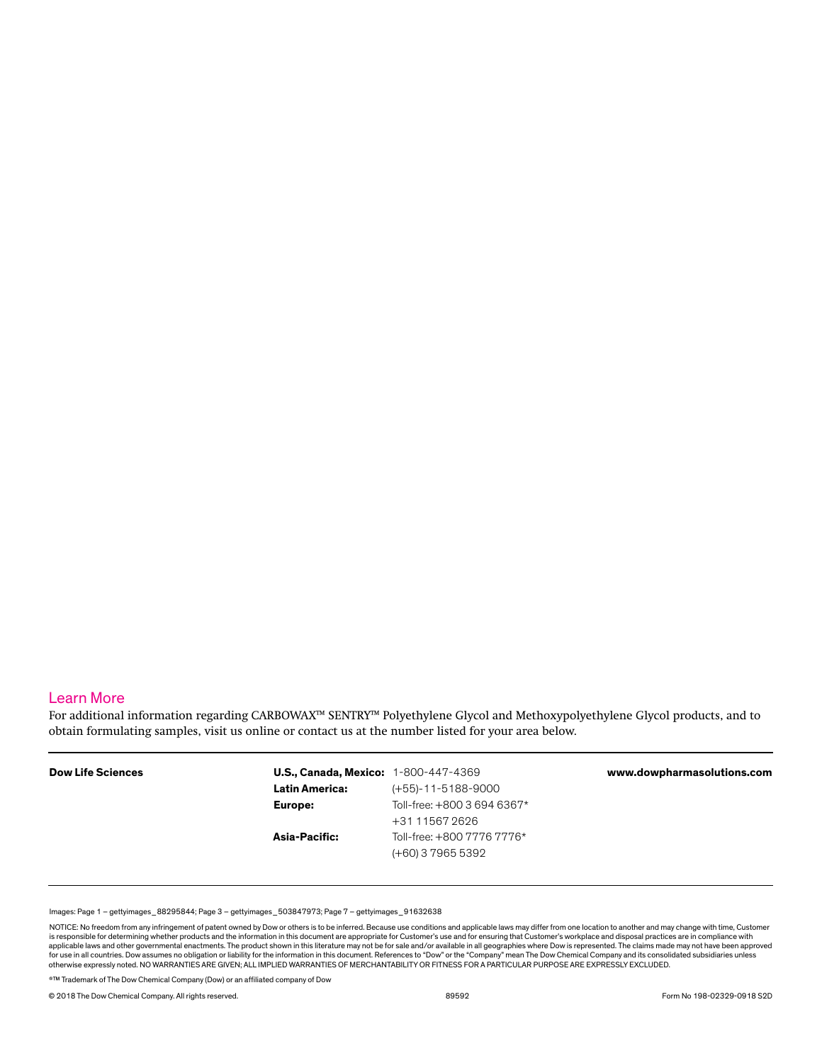## Learn More

For additional information regarding CARBOWAX™ SENTRY™ Polyethylene Glycol and Methoxypolyethylene Glycol products, and to obtain formulating samples, visit us online or contact us at the number listed for your area below.

| | | | |
|---|---|---|---|
| **Dow Life Sciences** | **U.S., Canada, Mexico:** | 1-800-447-4369 | **www.dowpharmasolutions.com** |
| | **Latin America:** | (+55)-11-5188-9000 | |
| | **Europe:** | Toll-free: +800 3 694 6367* | |
| | | +31 11567 2626 | |
| | **Asia-Pacific:** | Toll-free: +800 7776 7776* | |
| | | (+60) 3 7965 5392 | |

Images: Page 1 – gettyimages_88295844; Page 3 – gettyimages_503847973; Page 7 – gettyimages_91632638

NOTICE: No freedom from any infringement of patent owned by Dow or others is to be inferred. Because use conditions and applicable laws may differ from one location to another and may change with time, Customer is responsible for determining whether products and the information in this document are appropriate for Customer's use and for ensuring that Customer's workplace and disposal practices are in compliance with applicable laws and other governmental enactments. The product shown in this literature may not be for sale and/or available in all geographies where Dow is represented. The claims made may not have been approved for use in all countries. Dow assumes no obligation or liability for the information in this document. References to "Dow" or the "Company" mean The Dow Chemical Company and its consolidated subsidiaries unless otherwise expressly noted. NO WARRANTIES ARE GIVEN; ALL IMPLIED WARRANTIES OF MERCHANTABILITY OR FITNESS FOR A PARTICULAR PURPOSE ARE EXPRESSLY EXCLUDED.

®™ Trademark of The Dow Chemical Company (Dow) or an affiliated company of Dow

© 2018 The Dow Chemical Company. All rights reserved. 89592 Form No 198-02329-0918 S2D